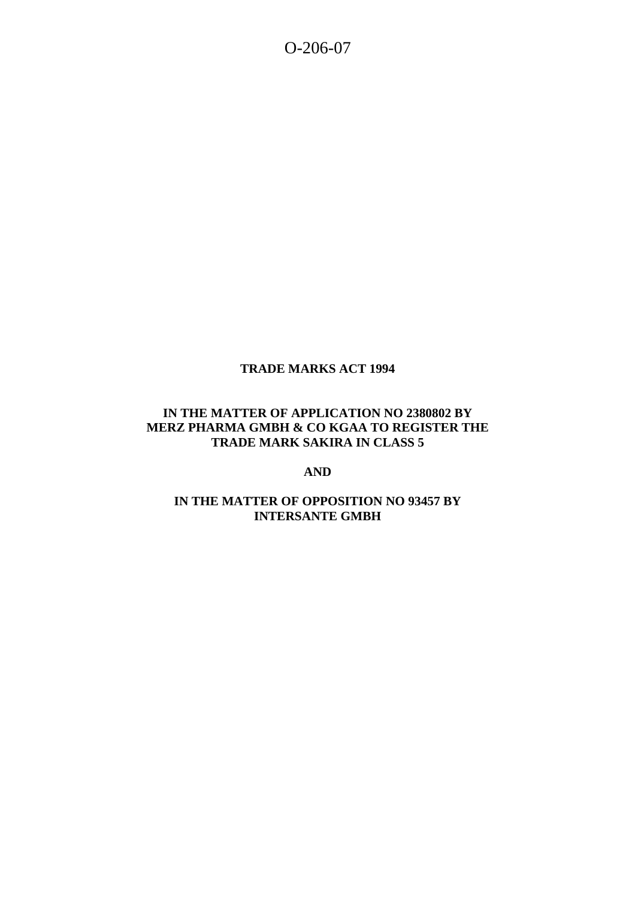O-206-07

**TRADE MARKS ACT 1994**

**IN THE MATTER OF APPLICATION NO 2380802 BY MERZ PHARMA GMBH & CO KGAA TO REGISTER THE TRADE MARK SAKIRA IN CLASS 5**

**AND**

**IN THE MATTER OF OPPOSITION NO 93457 BY INTERSANTE GMBH**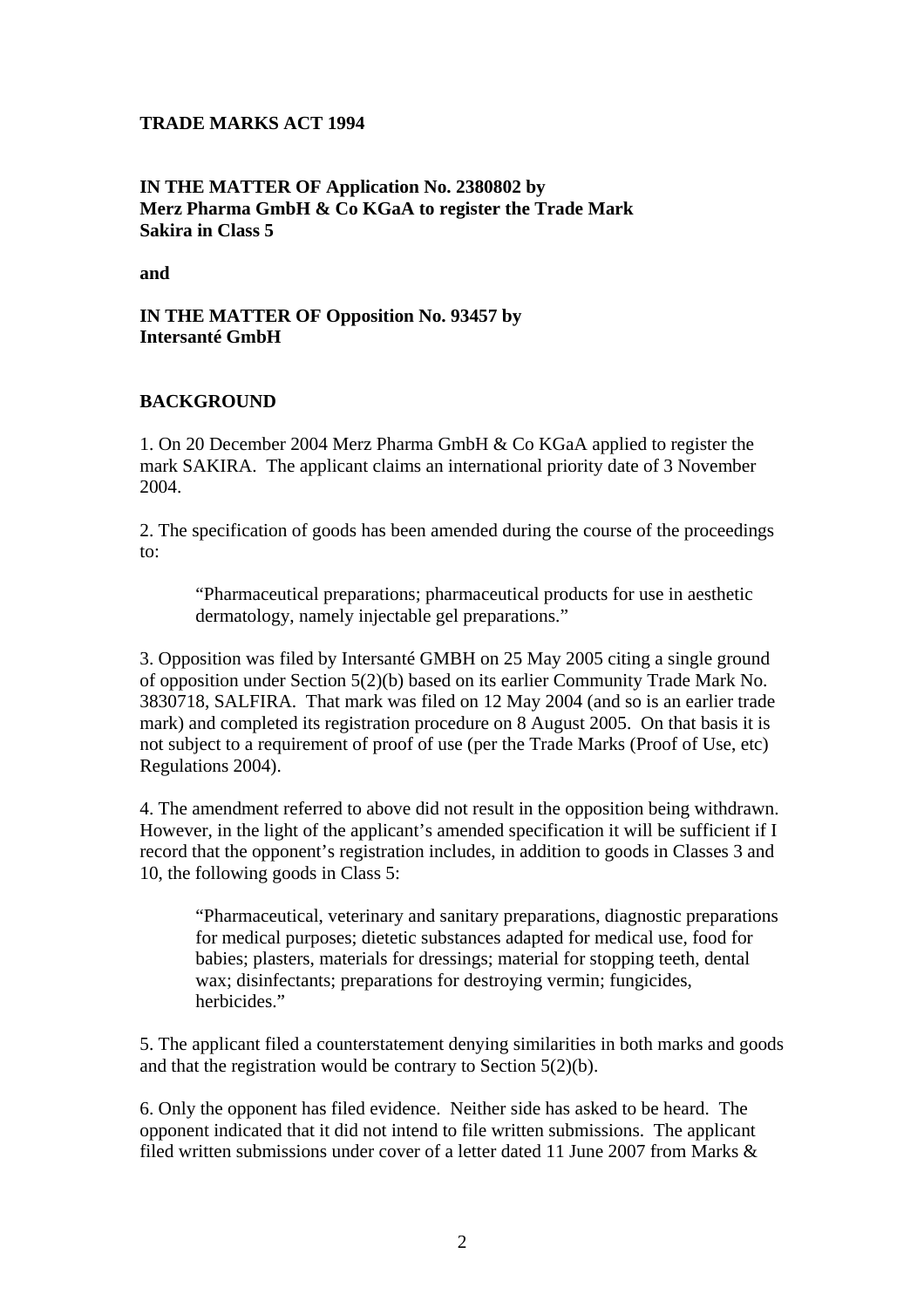**TRADE MARKS ACT 1994**

**IN THE MATTER OF Application No. 2380802 by Merz Pharma GmbH & Co KGaA to register the Trade Mark Sakira in Class 5**

**and**

**IN THE MATTER OF Opposition No. 93457 by Intersanté GmbH**

**BACKGROUND**

1. On 20 December 2004 Merz Pharma GmbH & Co KGaA applied to register the mark SAKIRA. The applicant claims an international priority date of 3 November 2004.

2. The specification of goods has been amended during the course of the proceedings to:

> "Pharmaceutical preparations; pharmaceutical products for use in aesthetic dermatology, namely injectable gel preparations."

3. Opposition was filed by Intersanté GMBH on 25 May 2005 citing a single ground of opposition under Section 5(2)(b) based on its earlier Community Trade Mark No. 3830718, SALFIRA. That mark was filed on 12 May 2004 (and so is an earlier trade mark) and completed its registration procedure on 8 August 2005. On that basis it is not subject to a requirement of proof of use (per the Trade Marks (Proof of Use, etc) Regulations 2004).

4. The amendment referred to above did not result in the opposition being withdrawn. However, in the light of the applicant's amended specification it will be sufficient if I record that the opponent's registration includes, in addition to goods in Classes 3 and 10, the following goods in Class 5:

> "Pharmaceutical, veterinary and sanitary preparations, diagnostic preparations for medical purposes; dietetic substances adapted for medical use, food for babies; plasters, materials for dressings; material for stopping teeth, dental wax; disinfectants; preparations for destroying vermin; fungicides, herbicides."

5. The applicant filed a counterstatement denying similarities in both marks and goods and that the registration would be contrary to Section 5(2)(b).

6. Only the opponent has filed evidence. Neither side has asked to be heard. The opponent indicated that it did not intend to file written submissions. The applicant filed written submissions under cover of a letter dated 11 June 2007 from Marks &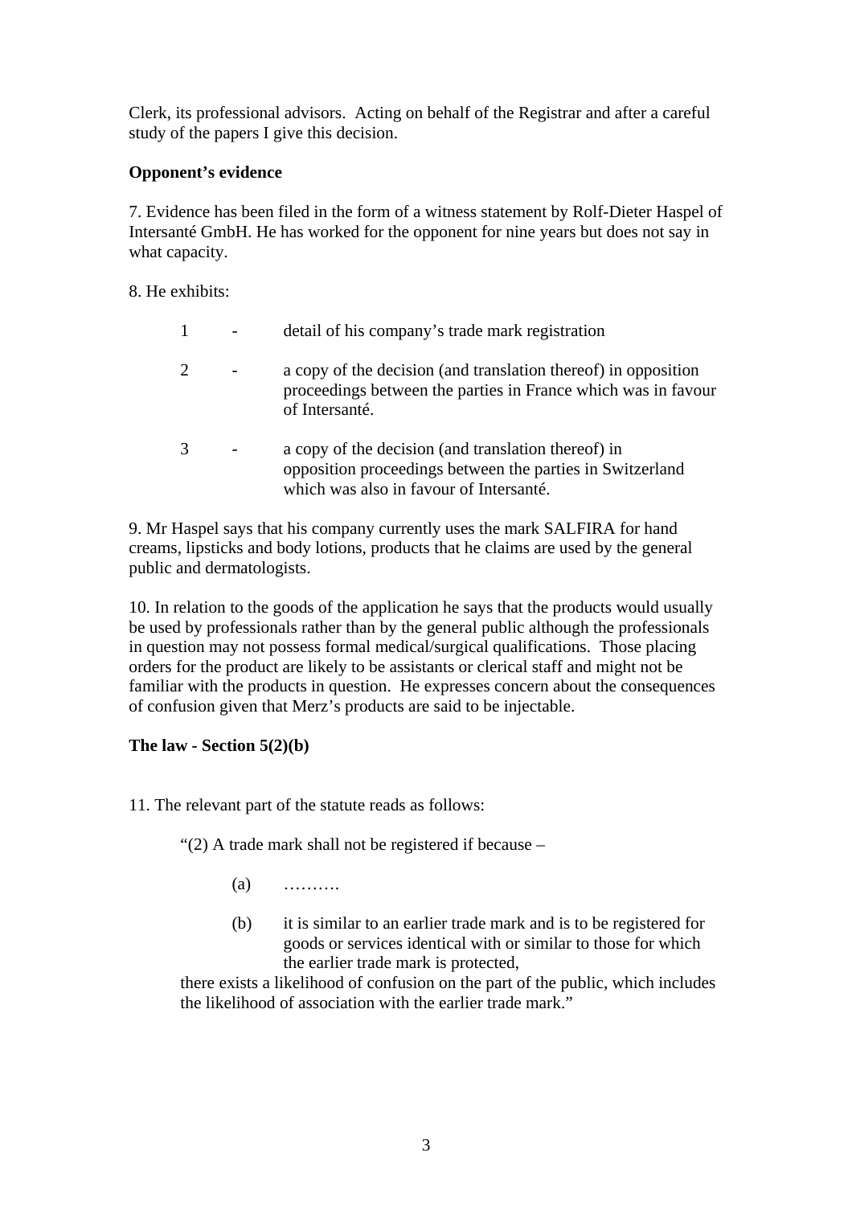Clerk, its professional advisors. Acting on behalf of the Registrar and after a careful study of the papers I give this decision.

**Opponent's evidence**

7. Evidence has been filed in the form of a witness statement by Rolf-Dieter Haspel of Intersanté GmbH. He has worked for the opponent for nine years but does not say in what capacity.

8. He exhibits:

1 - detail of his company's trade mark registration

2 - a copy of the decision (and translation thereof) in opposition proceedings between the parties in France which was in favour of Intersanté.

3 - a copy of the decision (and translation thereof) in opposition proceedings between the parties in Switzerland which was also in favour of Intersanté.

9. Mr Haspel says that his company currently uses the mark SALFIRA for hand creams, lipsticks and body lotions, products that he claims are used by the general public and dermatologists.

10. In relation to the goods of the application he says that the products would usually be used by professionals rather than by the general public although the professionals in question may not possess formal medical/surgical qualifications. Those placing orders for the product are likely to be assistants or clerical staff and might not be familiar with the products in question. He expresses concern about the consequences of confusion given that Merz's products are said to be injectable.

**The law - Section 5(2)(b)**

11. The relevant part of the statute reads as follows:

> "(2) A trade mark shall not be registered if because –
>
> (a) ……….
>
> (b) it is similar to an earlier trade mark and is to be registered for goods or services identical with or similar to those for which the earlier trade mark is protected,
>
> there exists a likelihood of confusion on the part of the public, which includes the likelihood of association with the earlier trade mark."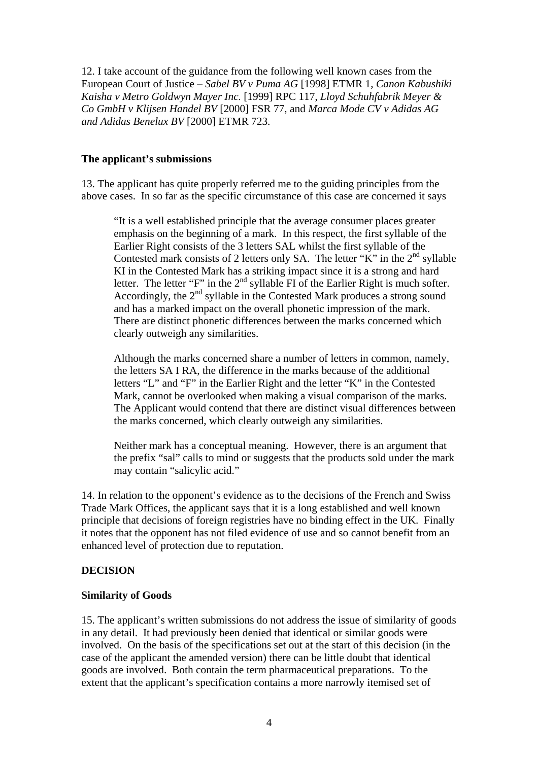12. I take account of the guidance from the following well known cases from the European Court of Justice – *Sabel BV v Puma AG* [1998] ETMR 1, *Canon Kabushiki Kaisha v Metro Goldwyn Mayer Inc.* [1999] RPC 117, *Lloyd Schuhfabrik Meyer & Co GmbH v Klijsen Handel BV* [2000] FSR 77, and *Marca Mode CV v Adidas AG and Adidas Benelux BV* [2000] ETMR 723.

**The applicant's submissions**

13. The applicant has quite properly referred me to the guiding principles from the above cases. In so far as the specific circumstance of this case are concerned it says

> "It is a well established principle that the average consumer places greater emphasis on the beginning of a mark. In this respect, the first syllable of the Earlier Right consists of the 3 letters SAL whilst the first syllable of the Contested mark consists of 2 letters only SA. The letter "K" in the 2nd syllable KI in the Contested Mark has a striking impact since it is a strong and hard letter. The letter "F" in the 2nd syllable FI of the Earlier Right is much softer. Accordingly, the 2nd syllable in the Contested Mark produces a strong sound and has a marked impact on the overall phonetic impression of the mark. There are distinct phonetic differences between the marks concerned which clearly outweigh any similarities.
>
> Although the marks concerned share a number of letters in common, namely, the letters SA I RA, the difference in the marks because of the additional letters "L" and "F" in the Earlier Right and the letter "K" in the Contested Mark, cannot be overlooked when making a visual comparison of the marks. The Applicant would contend that there are distinct visual differences between the marks concerned, which clearly outweigh any similarities.
>
> Neither mark has a conceptual meaning. However, there is an argument that the prefix "sal" calls to mind or suggests that the products sold under the mark may contain "salicylic acid."

14. In relation to the opponent's evidence as to the decisions of the French and Swiss Trade Mark Offices, the applicant says that it is a long established and well known principle that decisions of foreign registries have no binding effect in the UK. Finally it notes that the opponent has not filed evidence of use and so cannot benefit from an enhanced level of protection due to reputation.

**DECISION**

**Similarity of Goods**

15. The applicant's written submissions do not address the issue of similarity of goods in any detail. It had previously been denied that identical or similar goods were involved. On the basis of the specifications set out at the start of this decision (in the case of the applicant the amended version) there can be little doubt that identical goods are involved. Both contain the term pharmaceutical preparations. To the extent that the applicant's specification contains a more narrowly itemised set of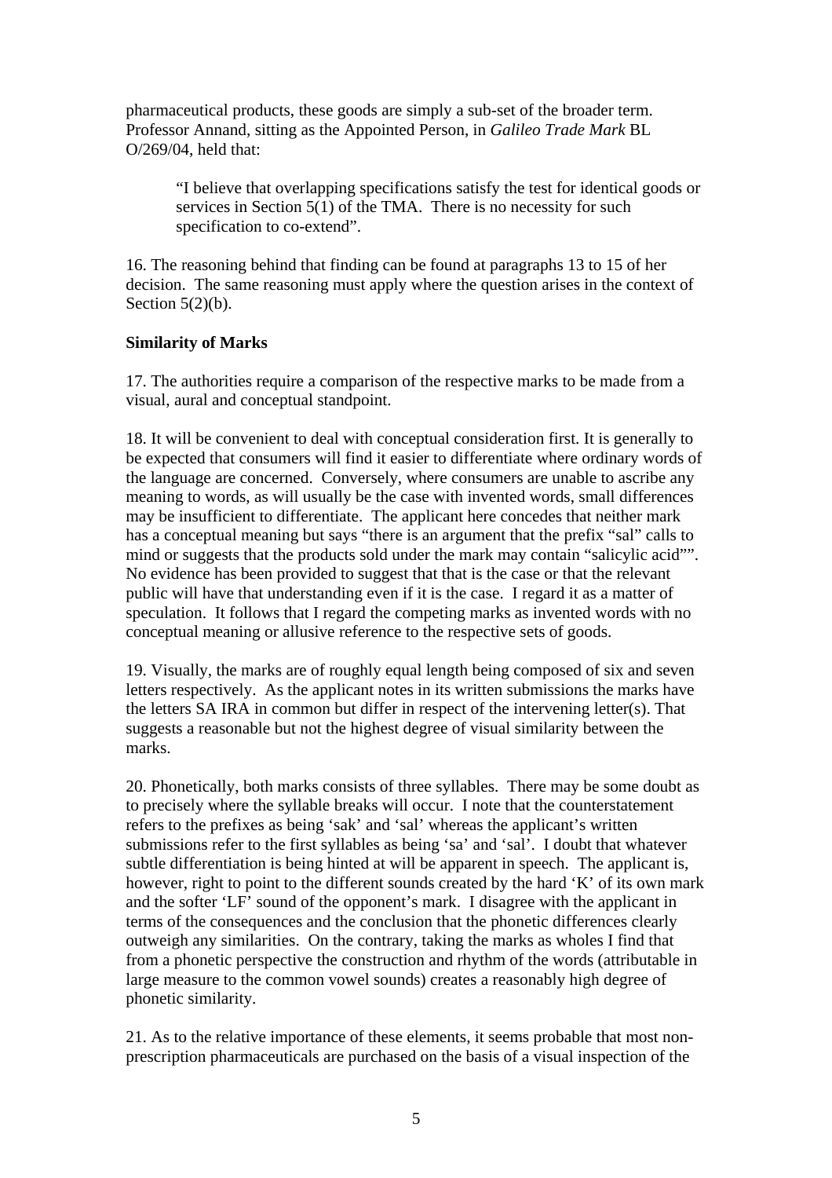pharmaceutical products, these goods are simply a sub-set of the broader term. Professor Annand, sitting as the Appointed Person, in *Galileo Trade Mark* BL O/269/04, held that:

> "I believe that overlapping specifications satisfy the test for identical goods or services in Section 5(1) of the TMA. There is no necessity for such specification to co-extend".

16. The reasoning behind that finding can be found at paragraphs 13 to 15 of her decision. The same reasoning must apply where the question arises in the context of Section 5(2)(b).

**Similarity of Marks**

17. The authorities require a comparison of the respective marks to be made from a visual, aural and conceptual standpoint.

18. It will be convenient to deal with conceptual consideration first. It is generally to be expected that consumers will find it easier to differentiate where ordinary words of the language are concerned. Conversely, where consumers are unable to ascribe any meaning to words, as will usually be the case with invented words, small differences may be insufficient to differentiate. The applicant here concedes that neither mark has a conceptual meaning but says "there is an argument that the prefix "sal" calls to mind or suggests that the products sold under the mark may contain "salicylic acid"". No evidence has been provided to suggest that that is the case or that the relevant public will have that understanding even if it is the case. I regard it as a matter of speculation. It follows that I regard the competing marks as invented words with no conceptual meaning or allusive reference to the respective sets of goods.

19. Visually, the marks are of roughly equal length being composed of six and seven letters respectively. As the applicant notes in its written submissions the marks have the letters SA IRA in common but differ in respect of the intervening letter(s). That suggests a reasonable but not the highest degree of visual similarity between the marks.

20. Phonetically, both marks consists of three syllables. There may be some doubt as to precisely where the syllable breaks will occur. I note that the counterstatement refers to the prefixes as being 'sak' and 'sal' whereas the applicant's written submissions refer to the first syllables as being 'sa' and 'sal'. I doubt that whatever subtle differentiation is being hinted at will be apparent in speech. The applicant is, however, right to point to the different sounds created by the hard 'K' of its own mark and the softer 'LF' sound of the opponent's mark. I disagree with the applicant in terms of the consequences and the conclusion that the phonetic differences clearly outweigh any similarities. On the contrary, taking the marks as wholes I find that from a phonetic perspective the construction and rhythm of the words (attributable in large measure to the common vowel sounds) creates a reasonably high degree of phonetic similarity.

21. As to the relative importance of these elements, it seems probable that most non-prescription pharmaceuticals are purchased on the basis of a visual inspection of the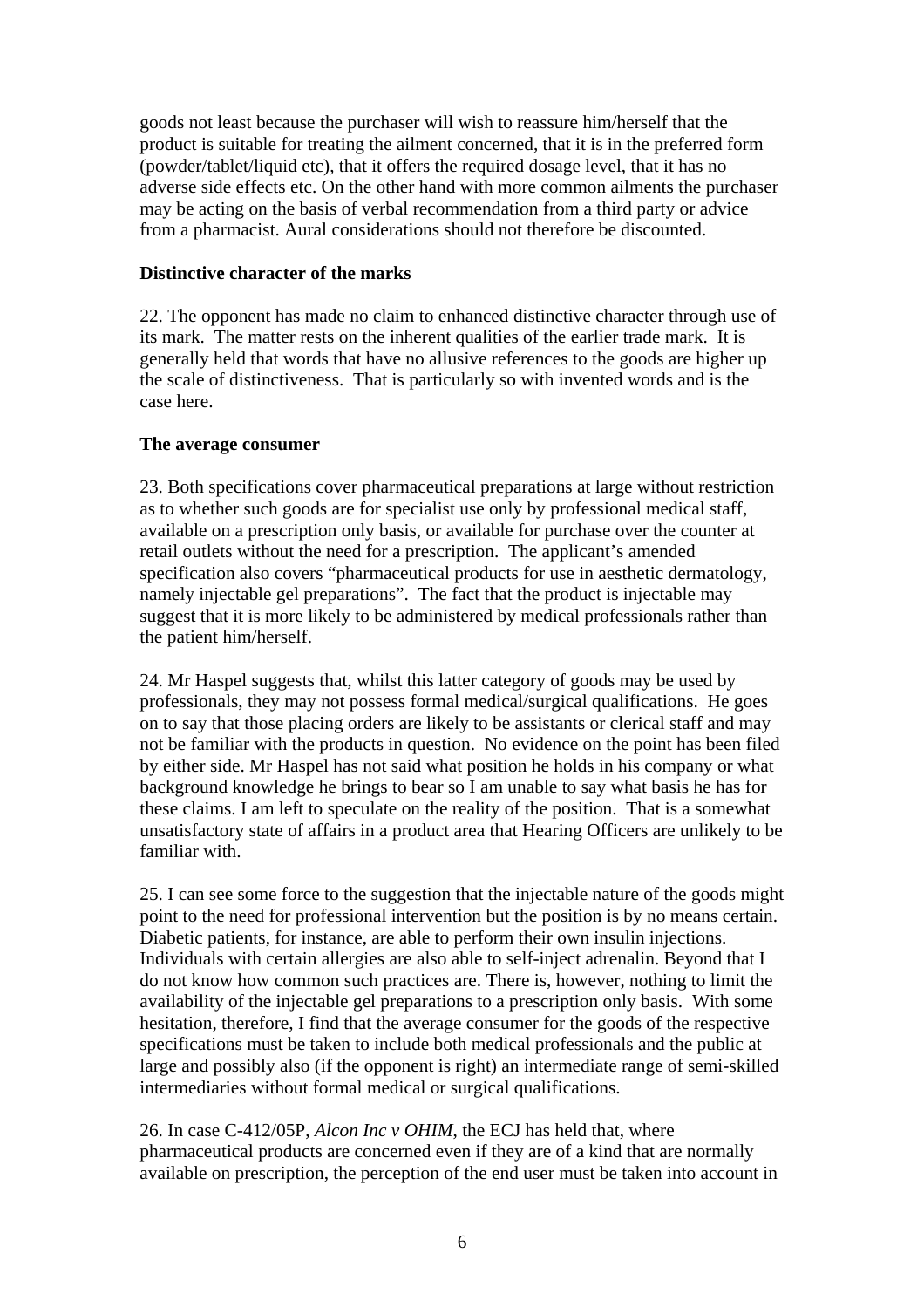goods not least because the purchaser will wish to reassure him/herself that the product is suitable for treating the ailment concerned, that it is in the preferred form (powder/tablet/liquid etc), that it offers the required dosage level, that it has no adverse side effects etc. On the other hand with more common ailments the purchaser may be acting on the basis of verbal recommendation from a third party or advice from a pharmacist. Aural considerations should not therefore be discounted.

**Distinctive character of the marks**

22. The opponent has made no claim to enhanced distinctive character through use of its mark. The matter rests on the inherent qualities of the earlier trade mark. It is generally held that words that have no allusive references to the goods are higher up the scale of distinctiveness. That is particularly so with invented words and is the case here.

**The average consumer**

23. Both specifications cover pharmaceutical preparations at large without restriction as to whether such goods are for specialist use only by professional medical staff, available on a prescription only basis, or available for purchase over the counter at retail outlets without the need for a prescription. The applicant's amended specification also covers "pharmaceutical products for use in aesthetic dermatology, namely injectable gel preparations". The fact that the product is injectable may suggest that it is more likely to be administered by medical professionals rather than the patient him/herself.

24. Mr Haspel suggests that, whilst this latter category of goods may be used by professionals, they may not possess formal medical/surgical qualifications. He goes on to say that those placing orders are likely to be assistants or clerical staff and may not be familiar with the products in question. No evidence on the point has been filed by either side. Mr Haspel has not said what position he holds in his company or what background knowledge he brings to bear so I am unable to say what basis he has for these claims. I am left to speculate on the reality of the position. That is a somewhat unsatisfactory state of affairs in a product area that Hearing Officers are unlikely to be familiar with.

25. I can see some force to the suggestion that the injectable nature of the goods might point to the need for professional intervention but the position is by no means certain. Diabetic patients, for instance, are able to perform their own insulin injections. Individuals with certain allergies are also able to self-inject adrenalin. Beyond that I do not know how common such practices are. There is, however, nothing to limit the availability of the injectable gel preparations to a prescription only basis. With some hesitation, therefore, I find that the average consumer for the goods of the respective specifications must be taken to include both medical professionals and the public at large and possibly also (if the opponent is right) an intermediate range of semi-skilled intermediaries without formal medical or surgical qualifications.

26. In case C-412/05P, *Alcon Inc v OHIM*, the ECJ has held that, where pharmaceutical products are concerned even if they are of a kind that are normally available on prescription, the perception of the end user must be taken into account in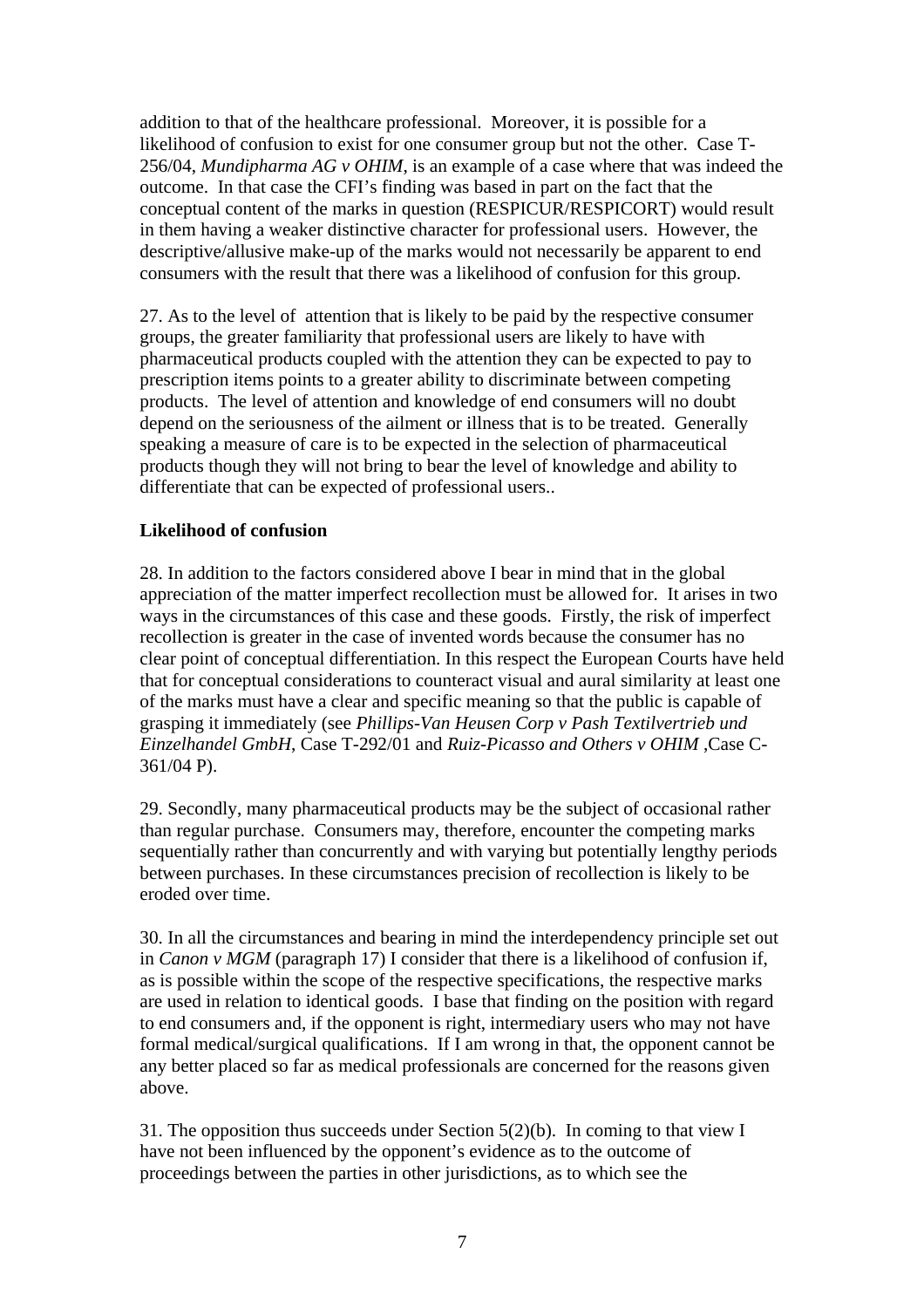addition to that of the healthcare professional. Moreover, it is possible for a likelihood of confusion to exist for one consumer group but not the other. Case T-256/04, *Mundipharma AG v OHIM*, is an example of a case where that was indeed the outcome. In that case the CFI's finding was based in part on the fact that the conceptual content of the marks in question (RESPICUR/RESPICORT) would result in them having a weaker distinctive character for professional users. However, the descriptive/allusive make-up of the marks would not necessarily be apparent to end consumers with the result that there was a likelihood of confusion for this group.

27. As to the level of attention that is likely to be paid by the respective consumer groups, the greater familiarity that professional users are likely to have with pharmaceutical products coupled with the attention they can be expected to pay to prescription items points to a greater ability to discriminate between competing products. The level of attention and knowledge of end consumers will no doubt depend on the seriousness of the ailment or illness that is to be treated. Generally speaking a measure of care is to be expected in the selection of pharmaceutical products though they will not bring to bear the level of knowledge and ability to differentiate that can be expected of professional users..

**Likelihood of confusion**

28. In addition to the factors considered above I bear in mind that in the global appreciation of the matter imperfect recollection must be allowed for. It arises in two ways in the circumstances of this case and these goods. Firstly, the risk of imperfect recollection is greater in the case of invented words because the consumer has no clear point of conceptual differentiation. In this respect the European Courts have held that for conceptual considerations to counteract visual and aural similarity at least one of the marks must have a clear and specific meaning so that the public is capable of grasping it immediately (see *Phillips-Van Heusen Corp v Pash Textilvertrieb und Einzelhandel GmbH*, Case T-292/01 and *Ruiz-Picasso and Others v OHIM* ,Case C-361/04 P).

29. Secondly, many pharmaceutical products may be the subject of occasional rather than regular purchase. Consumers may, therefore, encounter the competing marks sequentially rather than concurrently and with varying but potentially lengthy periods between purchases. In these circumstances precision of recollection is likely to be eroded over time.

30. In all the circumstances and bearing in mind the interdependency principle set out in *Canon v MGM* (paragraph 17) I consider that there is a likelihood of confusion if, as is possible within the scope of the respective specifications, the respective marks are used in relation to identical goods. I base that finding on the position with regard to end consumers and, if the opponent is right, intermediary users who may not have formal medical/surgical qualifications. If I am wrong in that, the opponent cannot be any better placed so far as medical professionals are concerned for the reasons given above.

31. The opposition thus succeeds under Section 5(2)(b). In coming to that view I have not been influenced by the opponent's evidence as to the outcome of proceedings between the parties in other jurisdictions, as to which see the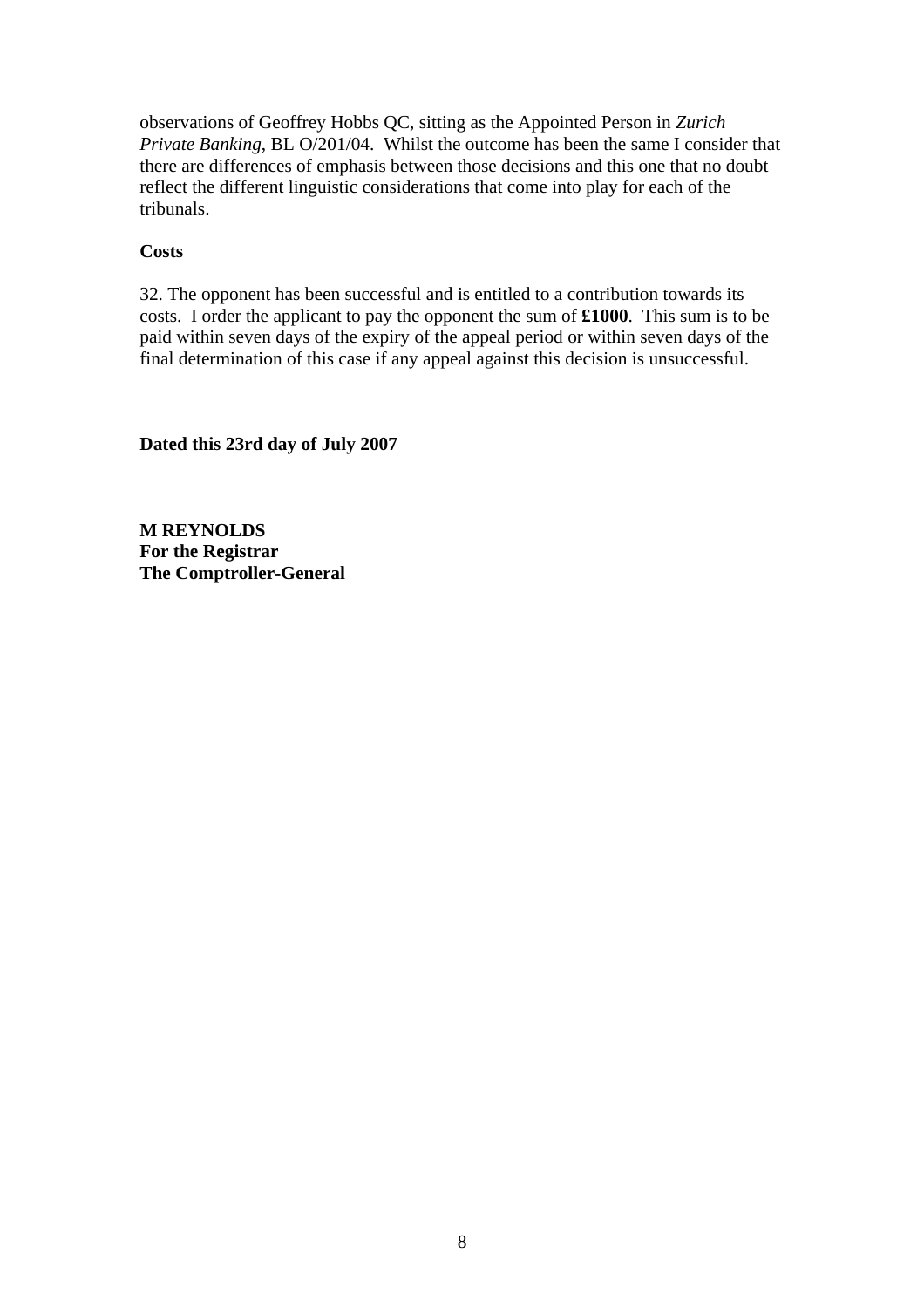observations of Geoffrey Hobbs QC, sitting as the Appointed Person in *Zurich Private Banking*, BL O/201/04. Whilst the outcome has been the same I consider that there are differences of emphasis between those decisions and this one that no doubt reflect the different linguistic considerations that come into play for each of the tribunals.

**Costs**

32. The opponent has been successful and is entitled to a contribution towards its costs. I order the applicant to pay the opponent the sum of **£1000**. This sum is to be paid within seven days of the expiry of the appeal period or within seven days of the final determination of this case if any appeal against this decision is unsuccessful.

**Dated this 23rd day of July 2007**

**M REYNOLDS**
**For the Registrar**
**The Comptroller-General**